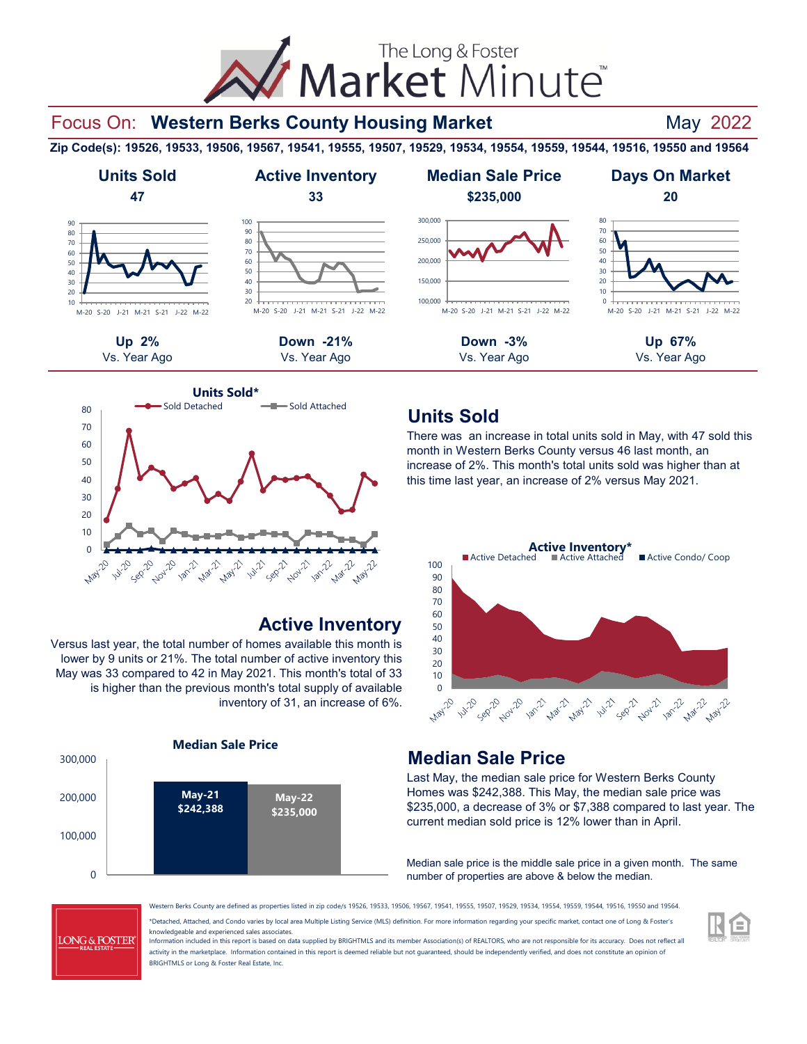# The Long & Foster Market Minute™

## Focus On: Western Berks County Housing Market — May 2022

**Zip Code(s): 19526, 19533, 19506, 19567, 19541, 19555, 19507, 19529, 19534, 19554, 19559, 19544, 19516, 19550 and 19564**

| Units Sold | Active Inventory | Median Sale Price | Days On Market |
|---|---|---|---|
| 47 | 33 | $235,000 | 20 |
| **Up 2%** Vs. Year Ago | **Down -21%** Vs. Year Ago | **Down -3%** Vs. Year Ago | **Up 67%** Vs. Year Ago |

## Units Sold

There was an increase in total units sold in May, with 47 sold this month in Western Berks County versus 46 last month, an increase of 2%. This month's total units sold was higher than at this time last year, an increase of 2% versus May 2021.

## Active Inventory

Versus last year, the total number of homes available this month is lower by 9 units or 21%. The total number of active inventory this May was 33 compared to 42 in May 2021. This month's total of 33 is higher than the previous month's total supply of available inventory of 31, an increase of 6%.

## Median Sale Price

**Median Sale Price**

| May-21 | May-22 |
|---|---|
| $242,388 | $235,000 |

Last May, the median sale price for Western Berks County Homes was $242,388. This May, the median sale price was $235,000, a decrease of 3% or $7,388 compared to last year. The current median sold price is 12% lower than in April.

Median sale price is the middle sale price in a given month. The same number of properties are above & below the median.

Western Berks County are defined as properties listed in zip code/s 19526, 19533, 19506, 19567, 19541, 19555, 19507, 19529, 19534, 19554, 19559, 19544, 19516, 19550 and 19564.

*Detached, Attached, and Condo varies by local area Multiple Listing Service (MLS) definition. For more information regarding your specific market, contact one of Long & Foster's knowledgeable and experienced sales associates.

Information included in this report is based on data supplied by BRIGHTMLS and its member Association(s) of REALTORS, who are not responsible for its accuracy. Does not reflect all activity in the marketplace. Information contained in this report is deemed reliable but not guaranteed, should be independently verified, and does not constitute an opinion of BRIGHTMLS or Long & Foster Real Estate, Inc.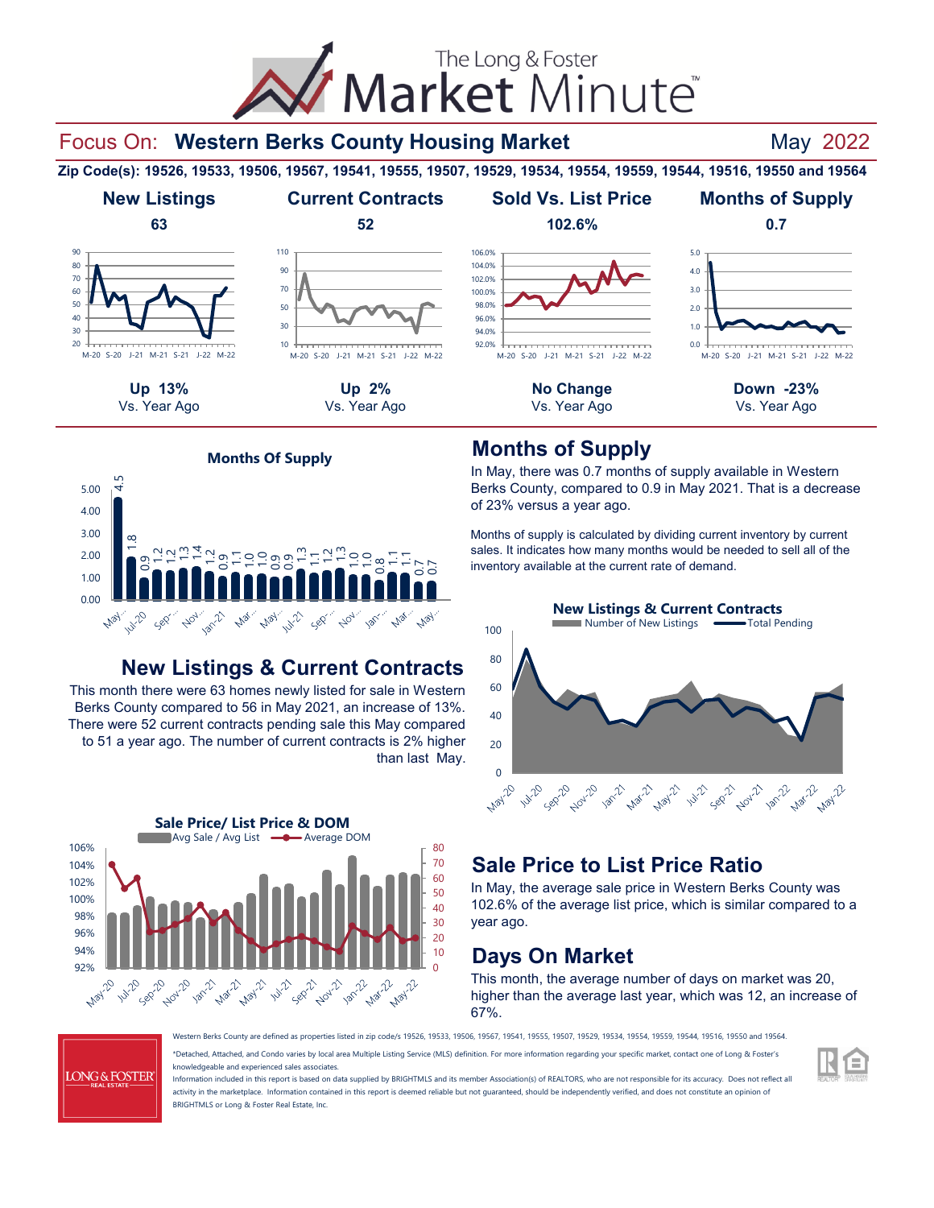The Long & Foster Market Minute™

## Focus On: Western Berks County Housing Market

May 2022

**Zip Code(s): 19526, 19533, 19506, 19567, 19541, 19555, 19507, 19529, 19534, 19554, 19559, 19544, 19516, 19550 and 19564**

### New Listings

**63**

90
80
70
60
50
40
30
20
M-20 S-20 J-21 M-21 S-21 J-22 M-22

**Up 13%**
Vs. Year Ago

### Current Contracts

**52**

110
90
70
50
30
10
M-20 S-20 J-21 M-21 S-21 J-22 M-22

**Up 2%**
Vs. Year Ago

### Sold Vs. List Price

**102.6%**

106.0%
104.0%
102.0%
100.0%
98.0%
96.0%
94.0%
92.0%
M-20 S-20 J-21 M-21 S-21 J-22 M-22

**No Change**
Vs. Year Ago

### Months of Supply

**0.7**

5.0
4.0
3.0
2.0
1.0
0.0
M-20 S-20 J-21 M-21 S-21 J-22 M-22

**Down -23%**
Vs. Year Ago

**Months Of Supply**

5.00
4.00
3.00
2.00
1.00
0.00

4.5 1.8 0.9 1.2 1.2 1.3 1.4 1.2 0.9 1.1 1.0 1.0 0.9 0.9 1.3 1.1 1.2 1.3 1.0 1.0 0.8 1.1 1.1 0.7 0.7

May... Jul-20 Sep-... Nov... Jan-21 Mar... May... Jul-21 Sep-... Nov... Jan-... Mar... May...

## Months of Supply

In May, there was 0.7 months of supply available in Western Berks County, compared to 0.9 in May 2021. That is a decrease of 23% versus a year ago.

Months of supply is calculated by dividing current inventory by current sales. It indicates how many months would be needed to sell all of the inventory available at the current rate of demand.

## New Listings & Current Contracts

This month there were 63 homes newly listed for sale in Western Berks County compared to 56 in May 2021, an increase of 13%. There were 52 current contracts pending sale this May compared to 51 a year ago. The number of current contracts is 2% higher than last May.

**New Listings & Current Contracts**

Number of New Listings — Total Pending

100
80
60
40
20
0

May-20 Jul-20 Sep-20 Nov-20 Jan-21 Mar-21 May-21 Jul-21 Sep-21 Nov-21 Jan-22 Mar-22 May-22

**Sale Price/ List Price & DOM**

Avg Sale / Avg List — Average DOM

106%
104%
102%
100%
98%
96%
94%
92%

80
70
60
50
40
30
20
10
0

May-20 Jul-20 Sep-20 Nov-20 Jan-21 Mar-21 May-21 Jul-21 Sep-21 Nov-21 Jan-22 Mar-22 May-22

## Sale Price to List Price Ratio

In May, the average sale price in Western Berks County was 102.6% of the average list price, which is similar compared to a year ago.

## Days On Market

This month, the average number of days on market was 20, higher than the average last year, which was 12, an increase of 67%.

Western Berks County are defined as properties listed in zip code/s 19526, 19533, 19506, 19567, 19541, 19555, 19507, 19529, 19534, 19554, 19559, 19544, 19516, 19550 and 19564.

*Detached, Attached, and Condo varies by local area Multiple Listing Service (MLS) definition. For more information regarding your specific market, contact one of Long & Foster's knowledgeable and experienced sales associates.

Information included in this report is based on data supplied by BRIGHTMLS and its member Association(s) of REALTORS, who are not responsible for its accuracy. Does not reflect all activity in the marketplace. Information contained in this report is deemed reliable but not guaranteed, should be independently verified, and does not constitute an opinion of BRIGHTMLS or Long & Foster Real Estate, Inc.

LONG & FOSTER REAL ESTATE